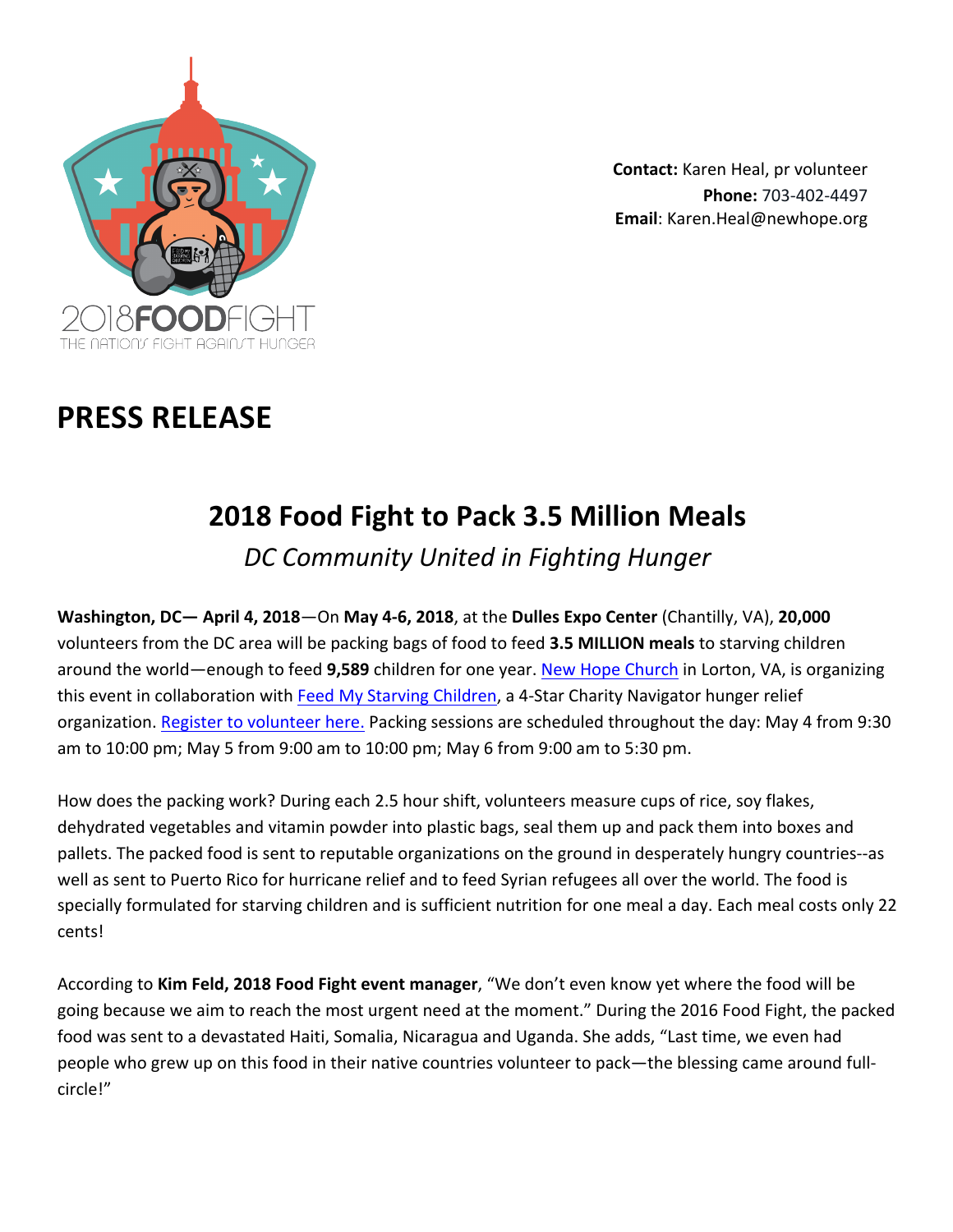2018FOODFIGHT
THE NATION'S FIGHT AGAINST HUNGER

**Contact:** Karen Heal, pr volunteer
**Phone:** 703-402-4497
**Email**: Karen.Heal@newhope.org

# PRESS RELEASE

## 2018 Food Fight to Pack 3.5 Million Meals

*DC Community United in Fighting Hunger*

**Washington, DC— April 4, 2018**—On **May 4-6, 2018**, at the **Dulles Expo Center** (Chantilly, VA), **20,000** volunteers from the DC area will be packing bags of food to feed **3.5 MILLION meals** to starving children around the world—enough to feed **9,589** children for one year. New Hope Church in Lorton, VA, is organizing this event in collaboration with Feed My Starving Children, a 4-Star Charity Navigator hunger relief organization. Register to volunteer here. Packing sessions are scheduled throughout the day: May 4 from 9:30 am to 10:00 pm; May 5 from 9:00 am to 10:00 pm; May 6 from 9:00 am to 5:30 pm.

How does the packing work? During each 2.5 hour shift, volunteers measure cups of rice, soy flakes, dehydrated vegetables and vitamin powder into plastic bags, seal them up and pack them into boxes and pallets. The packed food is sent to reputable organizations on the ground in desperately hungry countries--as well as sent to Puerto Rico for hurricane relief and to feed Syrian refugees all over the world. The food is specially formulated for starving children and is sufficient nutrition for one meal a day. Each meal costs only 22 cents!

According to **Kim Feld, 2018 Food Fight event manager**, "We don't even know yet where the food will be going because we aim to reach the most urgent need at the moment." During the 2016 Food Fight, the packed food was sent to a devastated Haiti, Somalia, Nicaragua and Uganda. She adds, "Last time, we even had people who grew up on this food in their native countries volunteer to pack—the blessing came around full-circle!"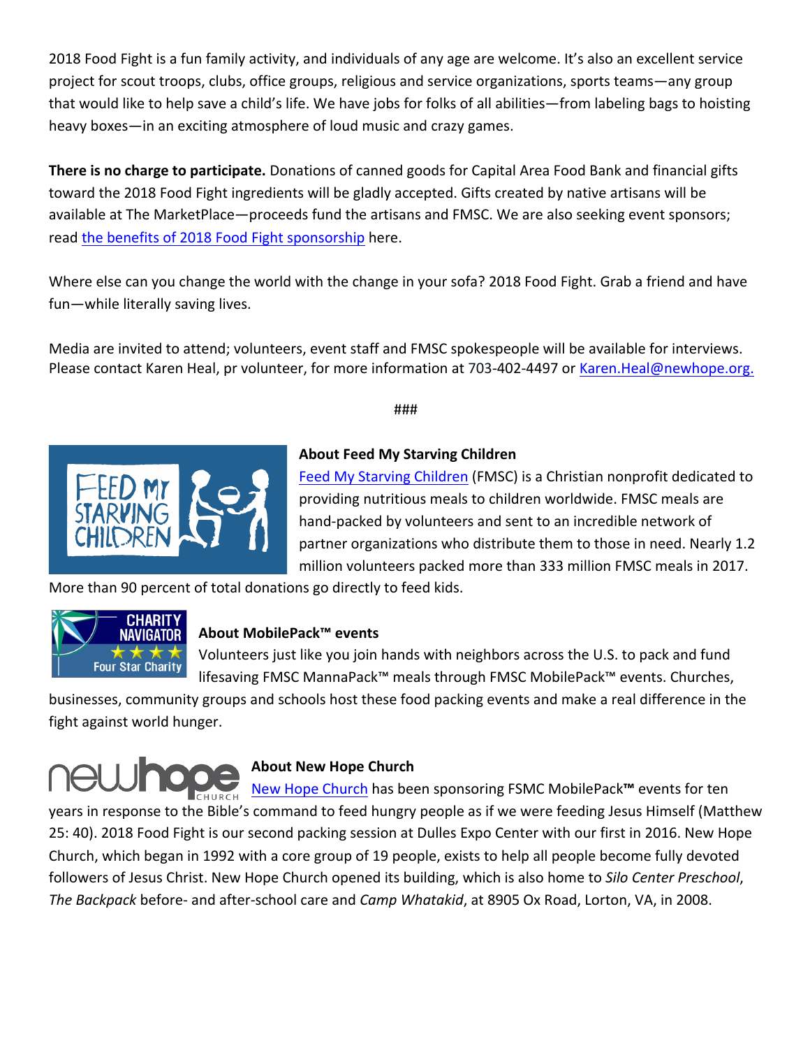2018 Food Fight is a fun family activity, and individuals of any age are welcome. It's also an excellent service project for scout troops, clubs, office groups, religious and service organizations, sports teams—any group that would like to help save a child's life. We have jobs for folks of all abilities—from labeling bags to hoisting heavy boxes—in an exciting atmosphere of loud music and crazy games.

**There is no charge to participate.** Donations of canned goods for Capital Area Food Bank and financial gifts toward the 2018 Food Fight ingredients will be gladly accepted. Gifts created by native artisans will be available at The MarketPlace—proceeds fund the artisans and FMSC. We are also seeking event sponsors; read the benefits of 2018 Food Fight sponsorship here.

Where else can you change the world with the change in your sofa? 2018 Food Fight. Grab a friend and have fun—while literally saving lives.

Media are invited to attend; volunteers, event staff and FMSC spokespeople will be available for interviews. Please contact Karen Heal, pr volunteer, for more information at 703-402-4497 or Karen.Heal@newhope.org.

###

**About Feed My Starving Children**

Feed My Starving Children (FMSC) is a Christian nonprofit dedicated to providing nutritious meals to children worldwide. FMSC meals are hand-packed by volunteers and sent to an incredible network of partner organizations who distribute them to those in need. Nearly 1.2 million volunteers packed more than 333 million FMSC meals in 2017. More than 90 percent of total donations go directly to feed kids.

**About MobilePack™ events**

Volunteers just like you join hands with neighbors across the U.S. to pack and fund lifesaving FMSC MannaPack™ meals through FMSC MobilePack™ events. Churches, businesses, community groups and schools host these food packing events and make a real difference in the fight against world hunger.

**About New Hope Church**

New Hope Church has been sponsoring FSMC MobilePack™ events for ten years in response to the Bible's command to feed hungry people as if we were feeding Jesus Himself (Matthew 25: 40). 2018 Food Fight is our second packing session at Dulles Expo Center with our first in 2016. New Hope Church, which began in 1992 with a core group of 19 people, exists to help all people become fully devoted followers of Jesus Christ. New Hope Church opened its building, which is also home to *Silo Center Preschool*, *The Backpack* before- and after-school care and *Camp Whatakid*, at 8905 Ox Road, Lorton, VA, in 2008.